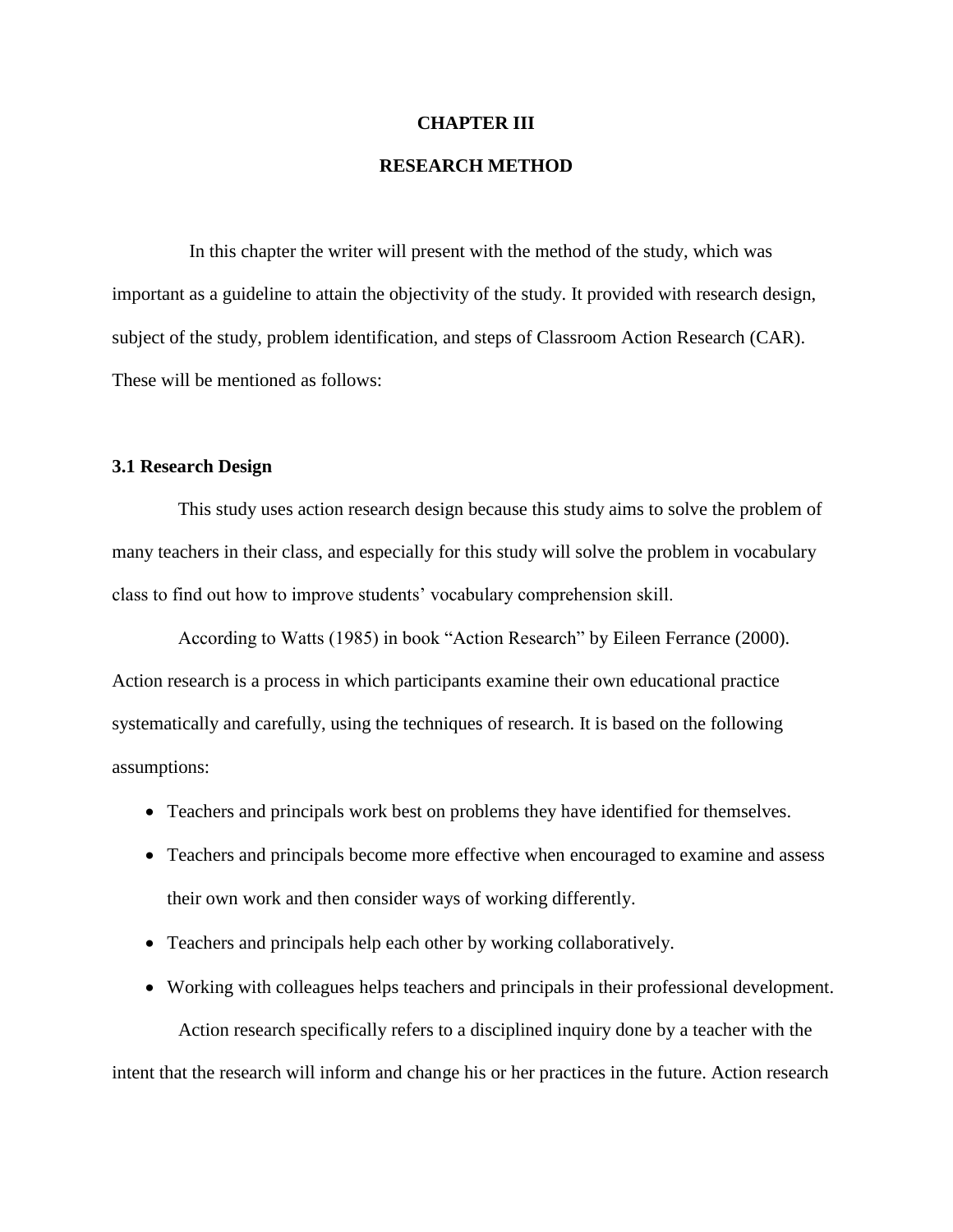# CHAPTER III

# RESEARCH METHOD

In this chapter the writer will present with the method of the study, which was important as a guideline to attain the objectivity of the study. It provided with research design, subject of the study, problem identification, and steps of Classroom Action Research (CAR). These will be mentioned as follows:

## 3.1 Research Design

This study uses action research design because this study aims to solve the problem of many teachers in their class, and especially for this study will solve the problem in vocabulary class to find out how to improve students' vocabulary comprehension skill.

According to Watts (1985) in book "Action Research" by Eileen Ferrance (2000). Action research is a process in which participants examine their own educational practice systematically and carefully, using the techniques of research. It is based on the following assumptions:

- Teachers and principals work best on problems they have identified for themselves.
- Teachers and principals become more effective when encouraged to examine and assess their own work and then consider ways of working differently.
- Teachers and principals help each other by working collaboratively.
- Working with colleagues helps teachers and principals in their professional development.

Action research specifically refers to a disciplined inquiry done by a teacher with the intent that the research will inform and change his or her practices in the future. Action research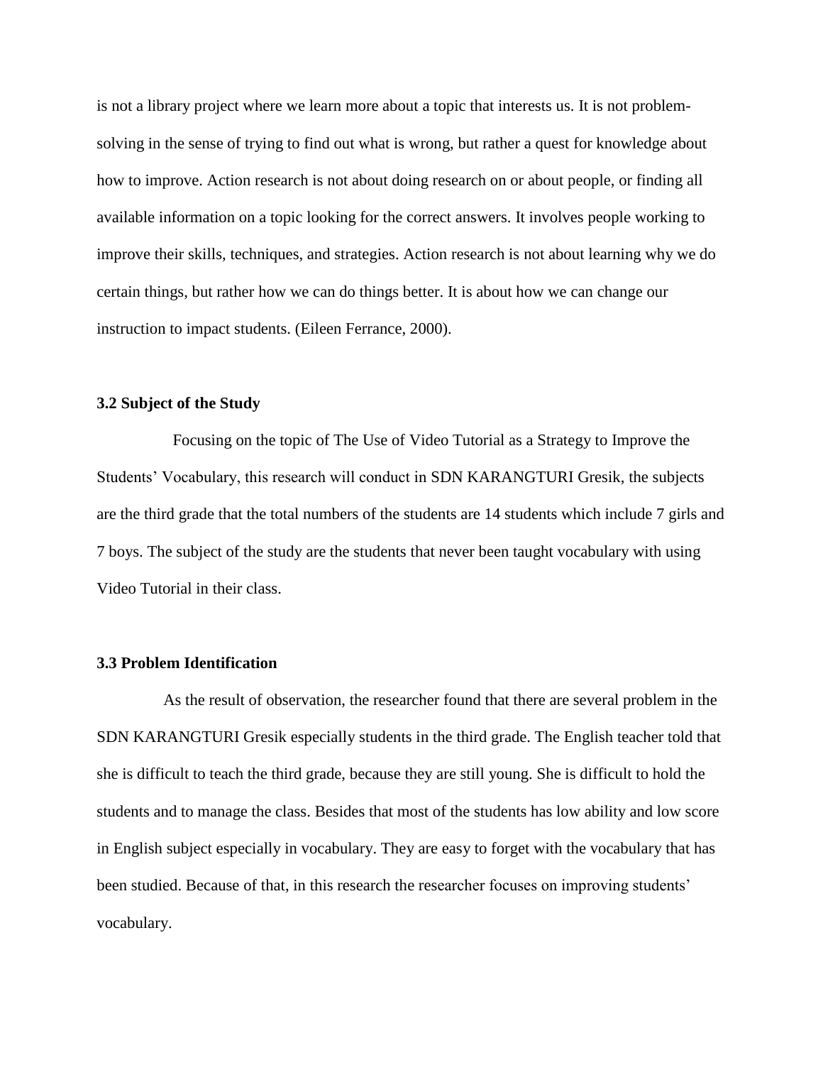is not a library project where we learn more about a topic that interests us. It is not problem-solving in the sense of trying to find out what is wrong, but rather a quest for knowledge about how to improve. Action research is not about doing research on or about people, or finding all available information on a topic looking for the correct answers. It involves people working to improve their skills, techniques, and strategies. Action research is not about learning why we do certain things, but rather how we can do things better. It is about how we can change our instruction to impact students. (Eileen Ferrance, 2000).

### 3.2 Subject of the Study

Focusing on the topic of The Use of Video Tutorial as a Strategy to Improve the Students' Vocabulary, this research will conduct in SDN KARANGTURI Gresik, the subjects are the third grade that the total numbers of the students are 14 students which include 7 girls and 7 boys. The subject of the study are the students that never been taught vocabulary with using Video Tutorial in their class.

### 3.3 Problem Identification

As the result of observation, the researcher found that there are several problem in the SDN KARANGTURI Gresik especially students in the third grade. The English teacher told that she is difficult to teach the third grade, because they are still young. She is difficult to hold the students and to manage the class. Besides that most of the students has low ability and low score in English subject especially in vocabulary. They are easy to forget with the vocabulary that has been studied. Because of that, in this research the researcher focuses on improving students' vocabulary.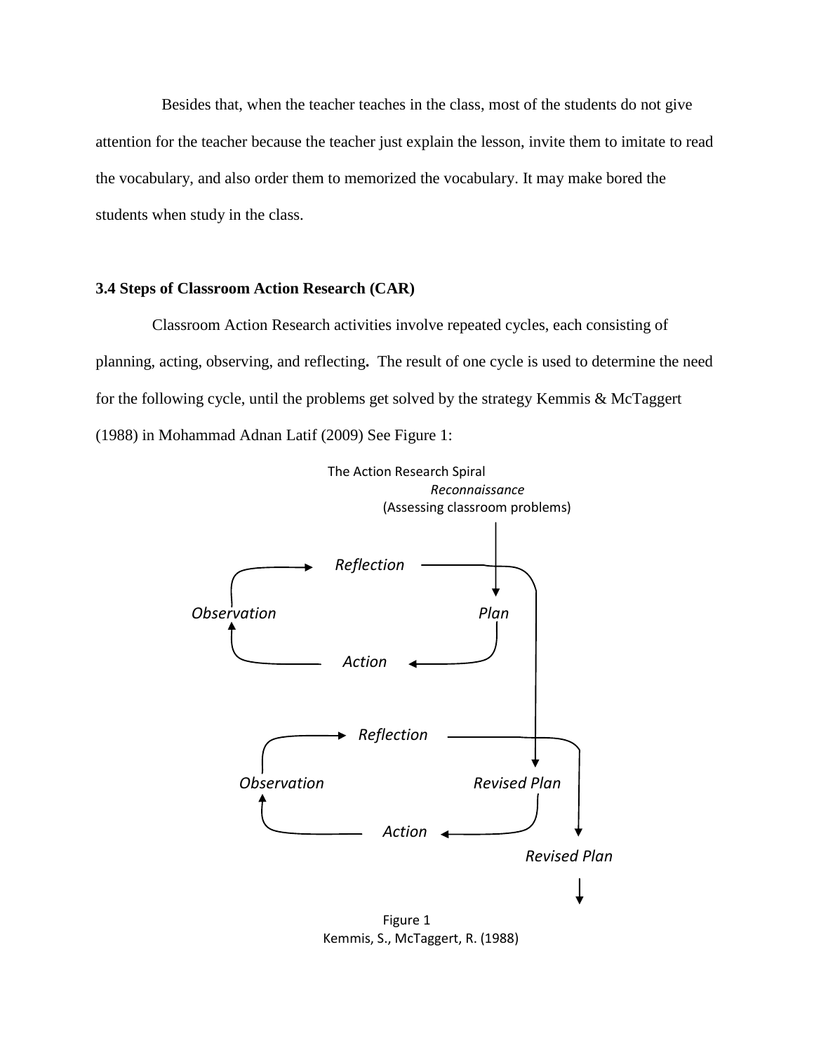Besides that, when the teacher teaches in the class, most of the students do not give attention for the teacher because the teacher just explain the lesson, invite them to imitate to read the vocabulary, and also order them to memorized the vocabulary. It may make bored the students when study in the class.

### 3.4 Steps of Classroom Action Research (CAR)

Classroom Action Research activities involve repeated cycles, each consisting of planning, acting, observing, and reflecting**.** The result of one cycle is used to determine the need for the following cycle, until the problems get solved by the strategy Kemmis & McTaggert (1988) in Mohammad Adnan Latif (2009) See Figure 1:

The Action Research Spiral

*Reconnaissance*

(Assessing classroom problems)

*Reflection*

*Observation* *Plan*

*Action*

*Reflection*

*Observation* *Revised Plan*

*Action*

*Revised Plan*

Figure 1

Kemmis, S., McTaggert, R. (1988)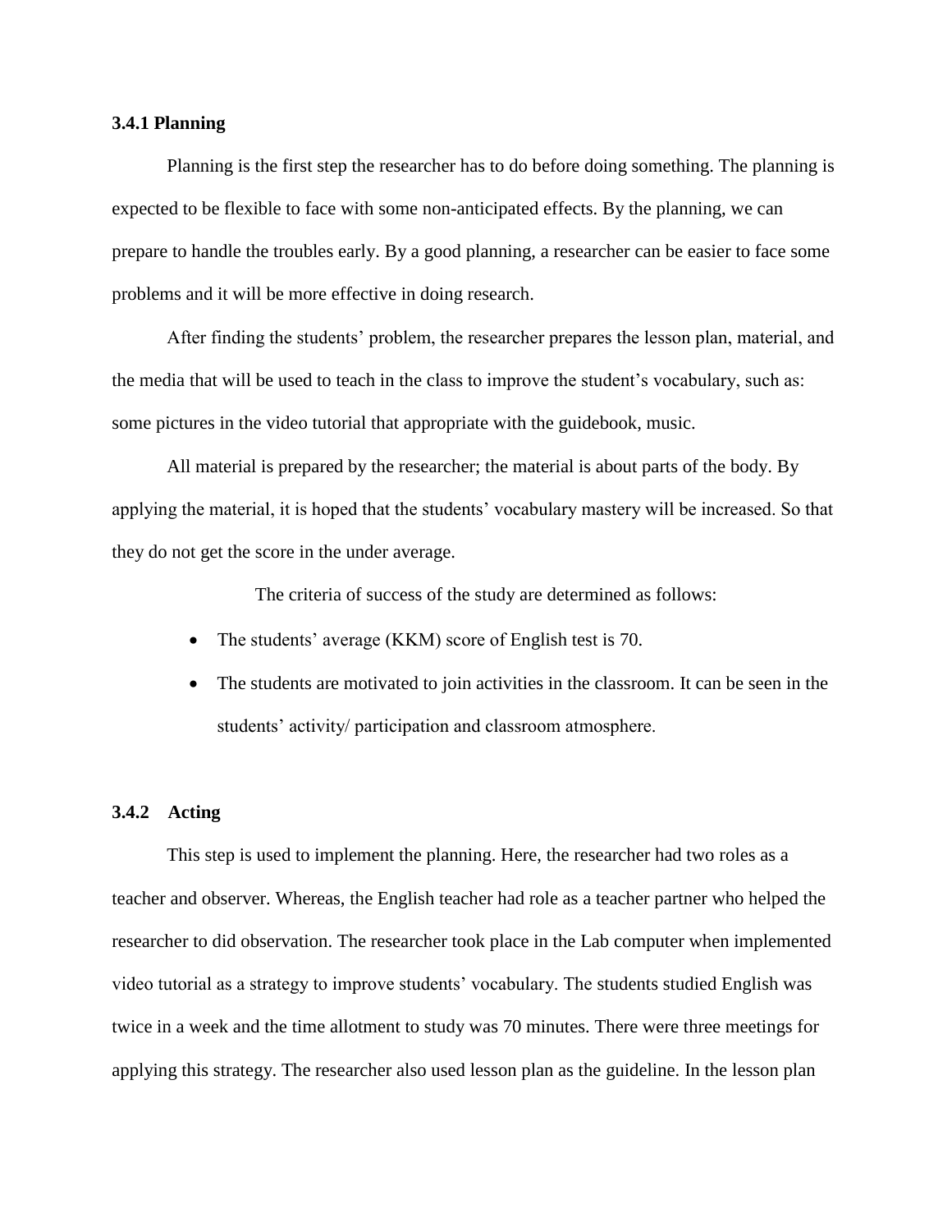### 3.4.1 Planning

Planning is the first step the researcher has to do before doing something. The planning is expected to be flexible to face with some non-anticipated effects. By the planning, we can prepare to handle the troubles early. By a good planning, a researcher can be easier to face some problems and it will be more effective in doing research.

After finding the students' problem, the researcher prepares the lesson plan, material, and the media that will be used to teach in the class to improve the student's vocabulary, such as: some pictures in the video tutorial that appropriate with the guidebook, music.

All material is prepared by the researcher; the material is about parts of the body. By applying the material, it is hoped that the students' vocabulary mastery will be increased. So that they do not get the score in the under average.

The criteria of success of the study are determined as follows:

- The students' average (KKM) score of English test is 70.
- The students are motivated to join activities in the classroom. It can be seen in the students' activity/ participation and classroom atmosphere.

### 3.4.2 Acting

This step is used to implement the planning. Here, the researcher had two roles as a teacher and observer. Whereas, the English teacher had role as a teacher partner who helped the researcher to did observation. The researcher took place in the Lab computer when implemented video tutorial as a strategy to improve students' vocabulary. The students studied English was twice in a week and the time allotment to study was 70 minutes. There were three meetings for applying this strategy. The researcher also used lesson plan as the guideline. In the lesson plan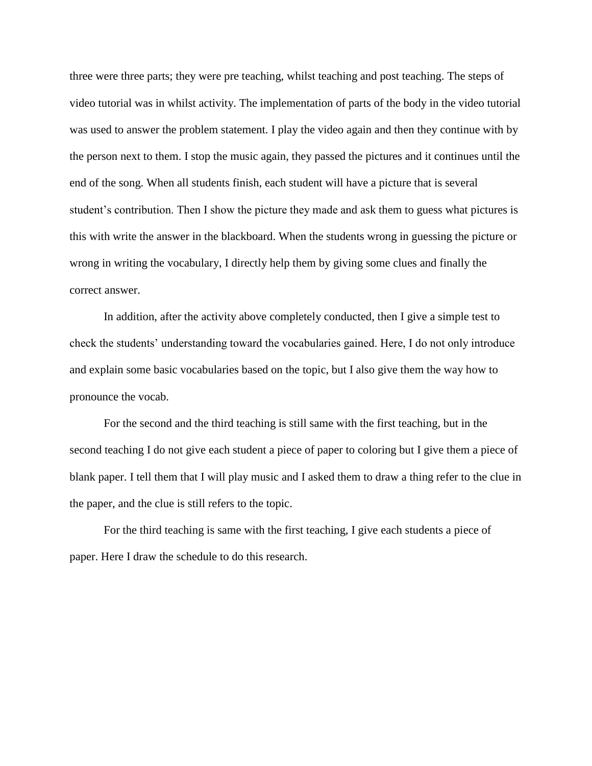three were three parts; they were pre teaching, whilst teaching and post teaching. The steps of video tutorial was in whilst activity. The implementation of parts of the body in the video tutorial was used to answer the problem statement. I play the video again and then they continue with by the person next to them. I stop the music again, they passed the pictures and it continues until the end of the song. When all students finish, each student will have a picture that is several student's contribution. Then I show the picture they made and ask them to guess what pictures is this with write the answer in the blackboard. When the students wrong in guessing the picture or wrong in writing the vocabulary, I directly help them by giving some clues and finally the correct answer.

In addition, after the activity above completely conducted, then I give a simple test to check the students' understanding toward the vocabularies gained. Here, I do not only introduce and explain some basic vocabularies based on the topic, but I also give them the way how to pronounce the vocab.

For the second and the third teaching is still same with the first teaching, but in the second teaching I do not give each student a piece of paper to coloring but I give them a piece of blank paper. I tell them that I will play music and I asked them to draw a thing refer to the clue in the paper, and the clue is still refers to the topic.

For the third teaching is same with the first teaching, I give each students a piece of paper. Here I draw the schedule to do this research.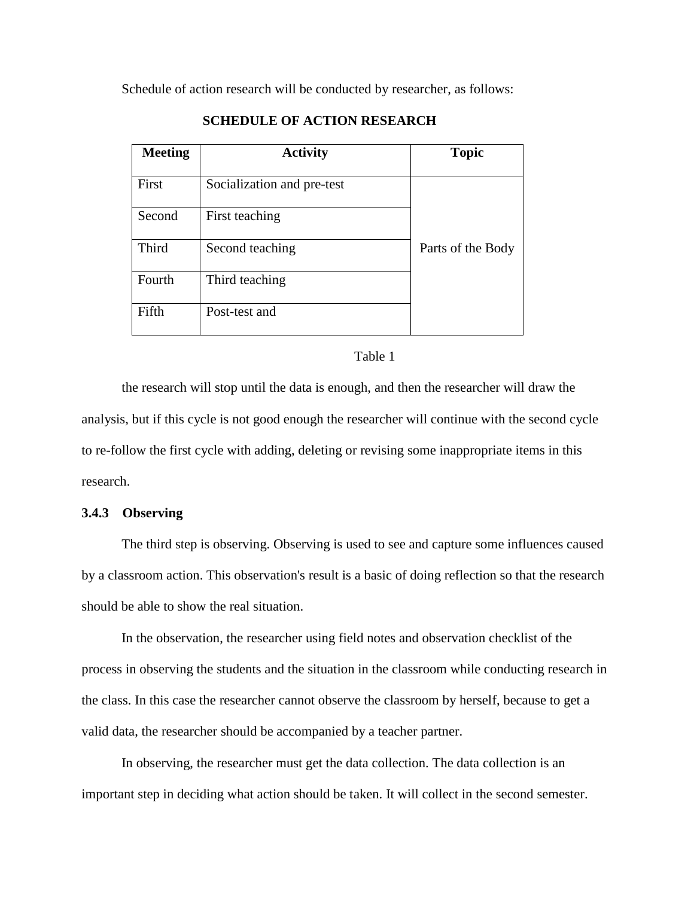Schedule of action research will be conducted by researcher, as follows:

**SCHEDULE OF ACTION RESEARCH**

| Meeting | Activity | Topic |
|---|---|---|
| First | Socialization and pre-test | Parts of the Body |
| Second | First teaching | |
| Third | Second teaching | |
| Fourth | Third teaching | |
| Fifth | Post-test and | |

Table 1

the research will stop until the data is enough, and then the researcher will draw the analysis, but if this cycle is not good enough the researcher will continue with the second cycle to re-follow the first cycle with adding, deleting or revising some inappropriate items in this research.

### 3.4.3 Observing

The third step is observing. Observing is used to see and capture some influences caused by a classroom action. This observation's result is a basic of doing reflection so that the research should be able to show the real situation.

In the observation, the researcher using field notes and observation checklist of the process in observing the students and the situation in the classroom while conducting research in the class. In this case the researcher cannot observe the classroom by herself, because to get a valid data, the researcher should be accompanied by a teacher partner.

In observing, the researcher must get the data collection. The data collection is an important step in deciding what action should be taken. It will collect in the second semester.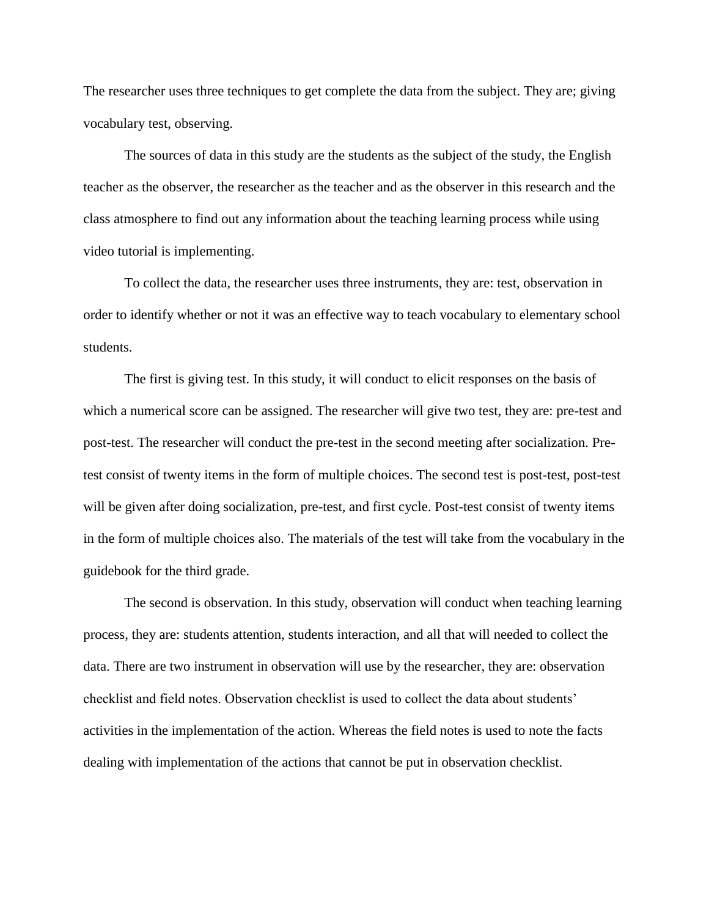The researcher uses three techniques to get complete the data from the subject. They are; giving vocabulary test, observing.

The sources of data in this study are the students as the subject of the study, the English teacher as the observer, the researcher as the teacher and as the observer in this research and the class atmosphere to find out any information about the teaching learning process while using video tutorial is implementing.

To collect the data, the researcher uses three instruments, they are: test, observation in order to identify whether or not it was an effective way to teach vocabulary to elementary school students.

The first is giving test. In this study, it will conduct to elicit responses on the basis of which a numerical score can be assigned. The researcher will give two test, they are: pre-test and post-test. The researcher will conduct the pre-test in the second meeting after socialization. Pre-test consist of twenty items in the form of multiple choices. The second test is post-test, post-test will be given after doing socialization, pre-test, and first cycle. Post-test consist of twenty items in the form of multiple choices also. The materials of the test will take from the vocabulary in the guidebook for the third grade.

The second is observation. In this study, observation will conduct when teaching learning process, they are: students attention, students interaction, and all that will needed to collect the data. There are two instrument in observation will use by the researcher, they are: observation checklist and field notes. Observation checklist is used to collect the data about students' activities in the implementation of the action. Whereas the field notes is used to note the facts dealing with implementation of the actions that cannot be put in observation checklist.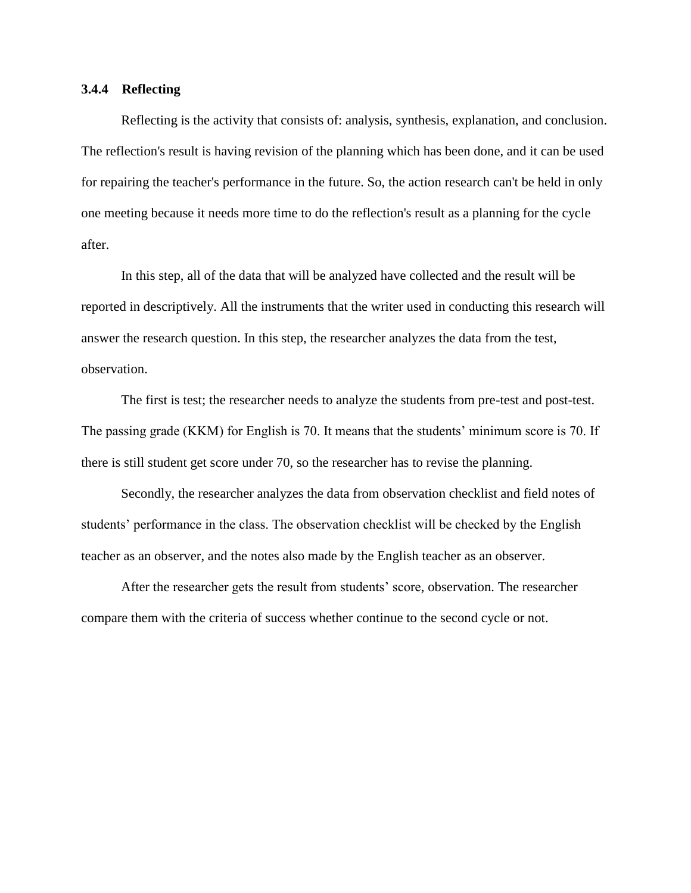### 3.4.4 Reflecting

Reflecting is the activity that consists of: analysis, synthesis, explanation, and conclusion. The reflection's result is having revision of the planning which has been done, and it can be used for repairing the teacher's performance in the future. So, the action research can't be held in only one meeting because it needs more time to do the reflection's result as a planning for the cycle after.

In this step, all of the data that will be analyzed have collected and the result will be reported in descriptively. All the instruments that the writer used in conducting this research will answer the research question. In this step, the researcher analyzes the data from the test, observation.

The first is test; the researcher needs to analyze the students from pre-test and post-test. The passing grade (KKM) for English is 70. It means that the students' minimum score is 70. If there is still student get score under 70, so the researcher has to revise the planning.

Secondly, the researcher analyzes the data from observation checklist and field notes of students' performance in the class. The observation checklist will be checked by the English teacher as an observer, and the notes also made by the English teacher as an observer.

After the researcher gets the result from students' score, observation. The researcher compare them with the criteria of success whether continue to the second cycle or not.